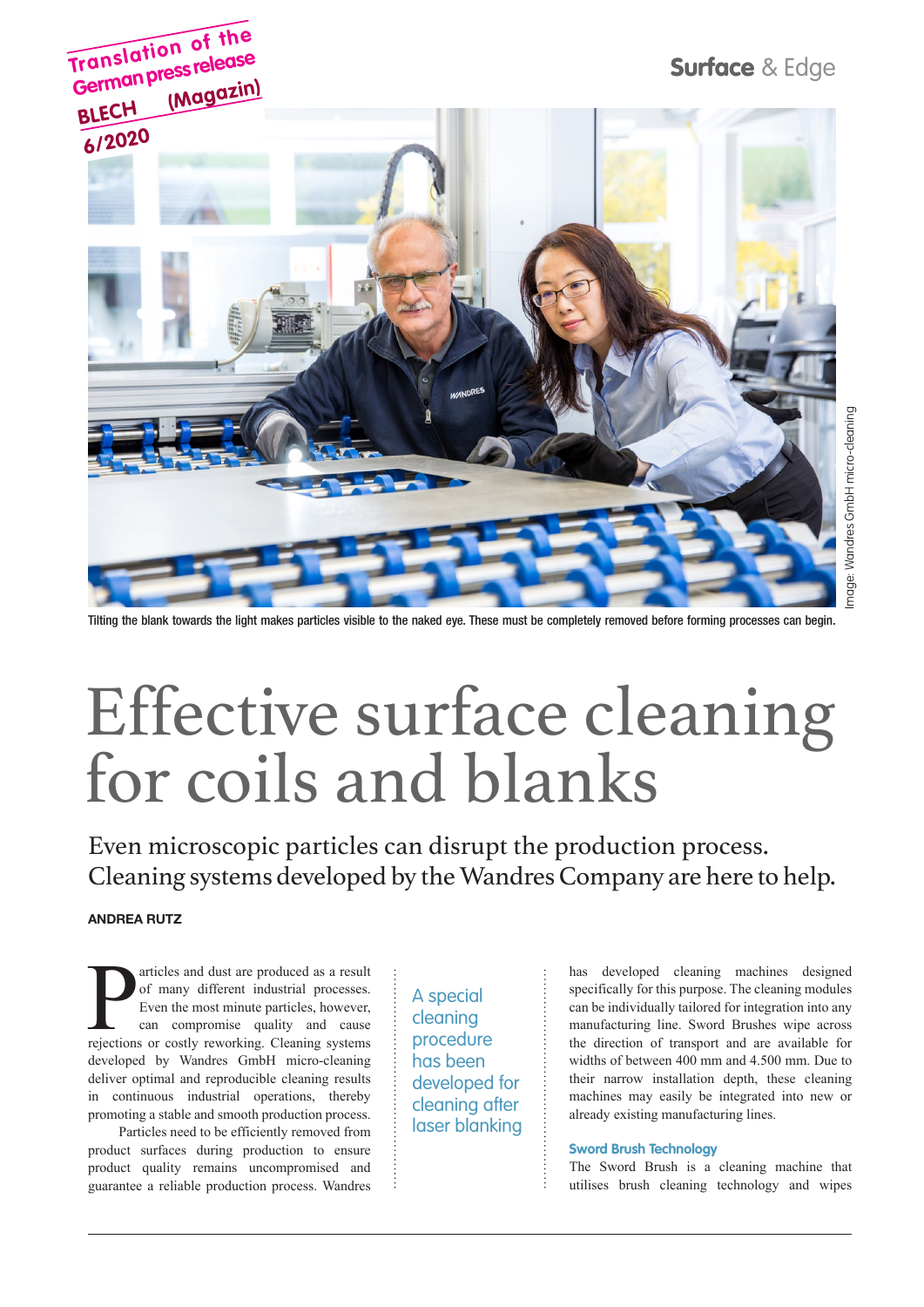Translation of the German press release BLECH (Magazin) 6/2020

Surface & Edge

Tilting the blank towards the light makes particles visible to the naked eye. These must be completely removed before forming processes can begin.

Image: Wandres GmbH micro-cleaning

# Effective surface cleaning for coils and blanks

Even microscopic particles can disrupt the production process. Cleaning systems developed by the Wandres Company are here to help.

**ANDREA RUTZ**

Particles and dust are produced as a result of many different industrial processes. Even the most minute particles, however, can compromise quality and cause rejections or costly reworking. Cleaning systems developed by Wandres GmbH micro-cleaning deliver optimal and reproducible cleaning results in continuous industrial operations, thereby promoting a stable and smooth production process.

Particles need to be efficiently removed from product surfaces during production to ensure product quality remains uncompromised and guarantee a reliable production process. Wandres has developed cleaning machines designed specifically for this purpose. The cleaning modules can be individually tailored for integration into any manufacturing line. Sword Brushes wipe across the direction of transport and are available for widths of between 400 mm and 4.500 mm. Due to their narrow installation depth, these cleaning machines may easily be integrated into new or already existing manufacturing lines.

A special cleaning procedure has been developed for cleaning after laser blanking

### Sword Brush Technology

The Sword Brush is a cleaning machine that utilises brush cleaning technology and wipes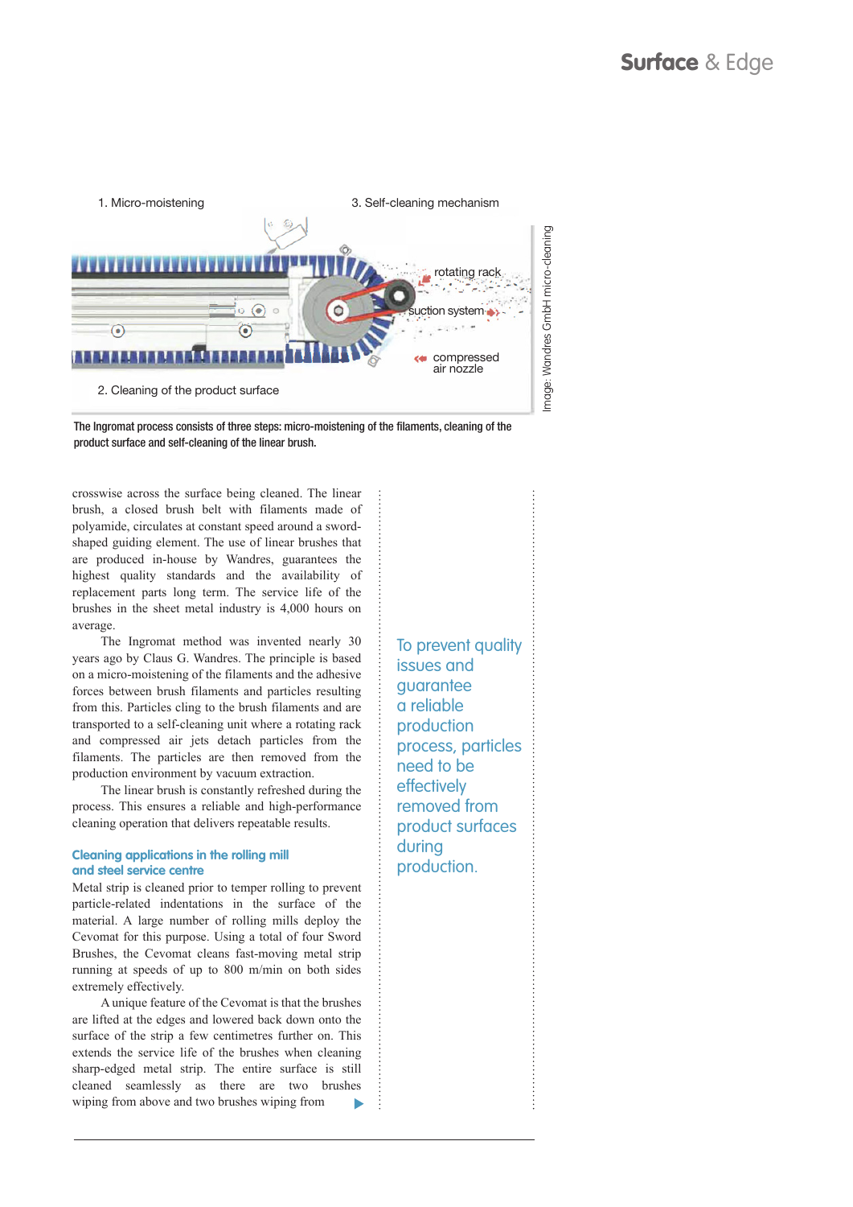1. Micro-moistening

3. Self-cleaning mechanism

rotating rack

suction system

compressed air nozzle

2. Cleaning of the product surface

Image: Wandres GmbH micro-cleaning

**The Ingromat process consists of three steps: micro-moistening of the filaments, cleaning of the product surface and self-cleaning of the linear brush.**

crosswise across the surface being cleaned. The linear brush, a closed brush belt with filaments made of polyamide, circulates at constant speed around a sword-shaped guiding element. The use of linear brushes that are produced in-house by Wandres, guarantees the highest quality standards and the availability of replacement parts long term. The service life of the brushes in the sheet metal industry is 4,000 hours on average.

The Ingromat method was invented nearly 30 years ago by Claus G. Wandres. The principle is based on a micro-moistening of the filaments and the adhesive forces between brush filaments and particles resulting from this. Particles cling to the brush filaments and are transported to a self-cleaning unit where a rotating rack and compressed air jets detach particles from the filaments. The particles are then removed from the production environment by vacuum extraction.

The linear brush is constantly refreshed during the process. This ensures a reliable and high-performance cleaning operation that delivers repeatable results.

### Cleaning applications in the rolling mill and steel service centre

Metal strip is cleaned prior to temper rolling to prevent particle-related indentations in the surface of the material. A large number of rolling mills deploy the Cevomat for this purpose. Using a total of four Sword Brushes, the Cevomat cleans fast-moving metal strip running at speeds of up to 800 m/min on both sides extremely effectively.

A unique feature of the Cevomat is that the brushes are lifted at the edges and lowered back down onto the surface of the strip a few centimetres further on. This extends the service life of the brushes when cleaning sharp-edged metal strip. The entire surface is still cleaned seamlessly as there are two brushes wiping from above and two brushes wiping from

> To prevent quality issues and guarantee a reliable production process, particles need to be effectively removed from product surfaces during production.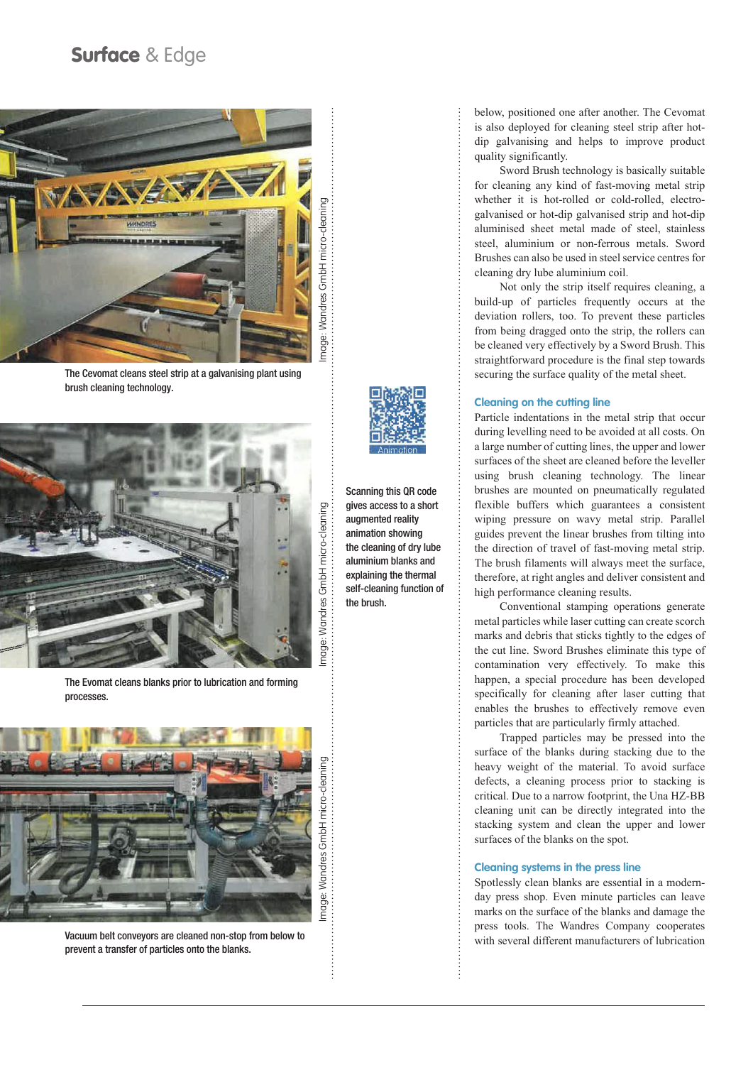The Cevomat cleans steel strip at a galvanising plant using brush cleaning technology.

Image: Wandres GmbH micro-cleaning

The Evomat cleans blanks prior to lubrication and forming processes.

Image: Wandres GmbH micro-cleaning

Vacuum belt conveyors are cleaned non-stop from below to prevent a transfer of particles onto the blanks.

Image: Wandres GmbH micro-cleaning

Animation

Scanning this QR code gives access to a short augmented reality animation showing the cleaning of dry lube aluminium blanks and explaining the thermal self-cleaning function of the brush.

below, positioned one after another. The Cevomat is also deployed for cleaning steel strip after hot-dip galvanising and helps to improve product quality significantly.

Sword Brush technology is basically suitable for cleaning any kind of fast-moving metal strip whether it is hot-rolled or cold-rolled, electro-galvanised or hot-dip galvanised strip and hot-dip aluminised sheet metal made of steel, stainless steel, aluminium or non-ferrous metals. Sword Brushes can also be used in steel service centres for cleaning dry lube aluminium coil.

Not only the strip itself requires cleaning, a build-up of particles frequently occurs at the deviation rollers, too. To prevent these particles from being dragged onto the strip, the rollers can be cleaned very effectively by a Sword Brush. This straightforward procedure is the final step towards securing the surface quality of the metal sheet.

## Cleaning on the cutting line

Particle indentations in the metal strip that occur during levelling need to be avoided at all costs. On a large number of cutting lines, the upper and lower surfaces of the sheet are cleaned before the leveller using brush cleaning technology. The linear brushes are mounted on pneumatically regulated flexible buffers which guarantees a consistent wiping pressure on wavy metal strip. Parallel guides prevent the linear brushes from tilting into the direction of travel of fast-moving metal strip. The brush filaments will always meet the surface, therefore, at right angles and deliver consistent and high performance cleaning results.

Conventional stamping operations generate metal particles while laser cutting can create scorch marks and debris that sticks tightly to the edges of the cut line. Sword Brushes eliminate this type of contamination very effectively. To make this happen, a special procedure has been developed specifically for cleaning after laser cutting that enables the brushes to effectively remove even particles that are particularly firmly attached.

Trapped particles may be pressed into the surface of the blanks during stacking due to the heavy weight of the material. To avoid surface defects, a cleaning process prior to stacking is critical. Due to a narrow footprint, the Una HZ-BB cleaning unit can be directly integrated into the stacking system and clean the upper and lower surfaces of the blanks on the spot.

## Cleaning systems in the press line

Spotlessly clean blanks are essential in a modern-day press shop. Even minute particles can leave marks on the surface of the blanks and damage the press tools. The Wandres Company cooperates with several different manufacturers of lubrication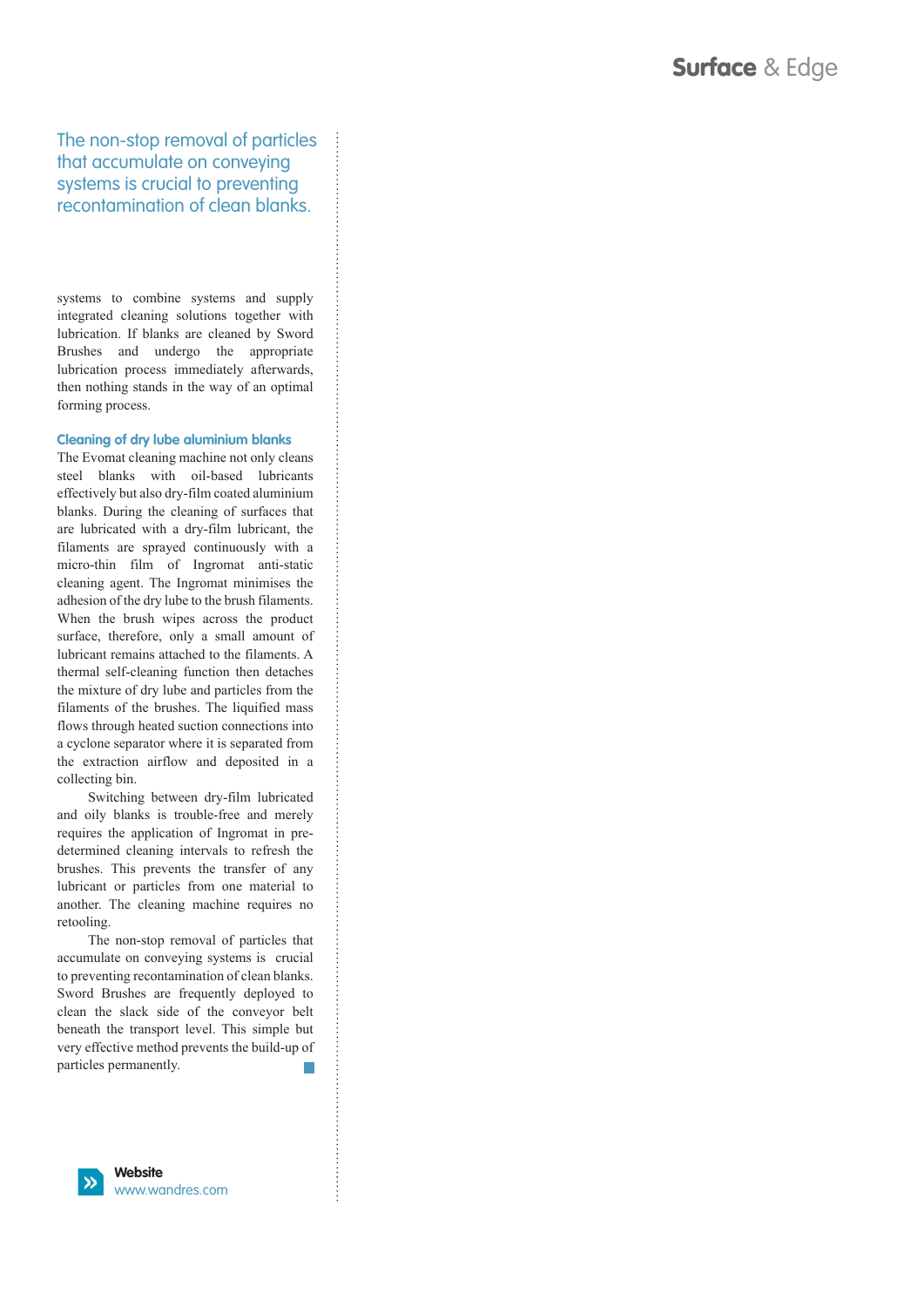> The non-stop removal of particles that accumulate on conveying systems is crucial to preventing recontamination of clean blanks.

systems to combine systems and supply integrated cleaning solutions together with lubrication. If blanks are cleaned by Sword Brushes and undergo the appropriate lubrication process immediately afterwards, then nothing stands in the way of an optimal forming process.

### Cleaning of dry lube aluminium blanks

The Evomat cleaning machine not only cleans steel blanks with oil-based lubricants effectively but also dry-film coated aluminium blanks. During the cleaning of surfaces that are lubricated with a dry-film lubricant, the filaments are sprayed continuously with a micro-thin film of Ingromat anti-static cleaning agent. The Ingromat minimises the adhesion of the dry lube to the brush filaments. When the brush wipes across the product surface, therefore, only a small amount of lubricant remains attached to the filaments. A thermal self-cleaning function then detaches the mixture of dry lube and particles from the filaments of the brushes. The liquified mass flows through heated suction connections into a cyclone separator where it is separated from the extraction airflow and deposited in a collecting bin.

Switching between dry-film lubricated and oily blanks is trouble-free and merely requires the application of Ingromat in pre-determined cleaning intervals to refresh the brushes. This prevents the transfer of any lubricant or particles from one material to another. The cleaning machine requires no retooling.

The non-stop removal of particles that accumulate on conveying systems is crucial to preventing recontamination of clean blanks. Sword Brushes are frequently deployed to clean the slack side of the conveyor belt beneath the transport level. This simple but very effective method prevents the build-up of particles permanently.

**Website**
www.wandres.com